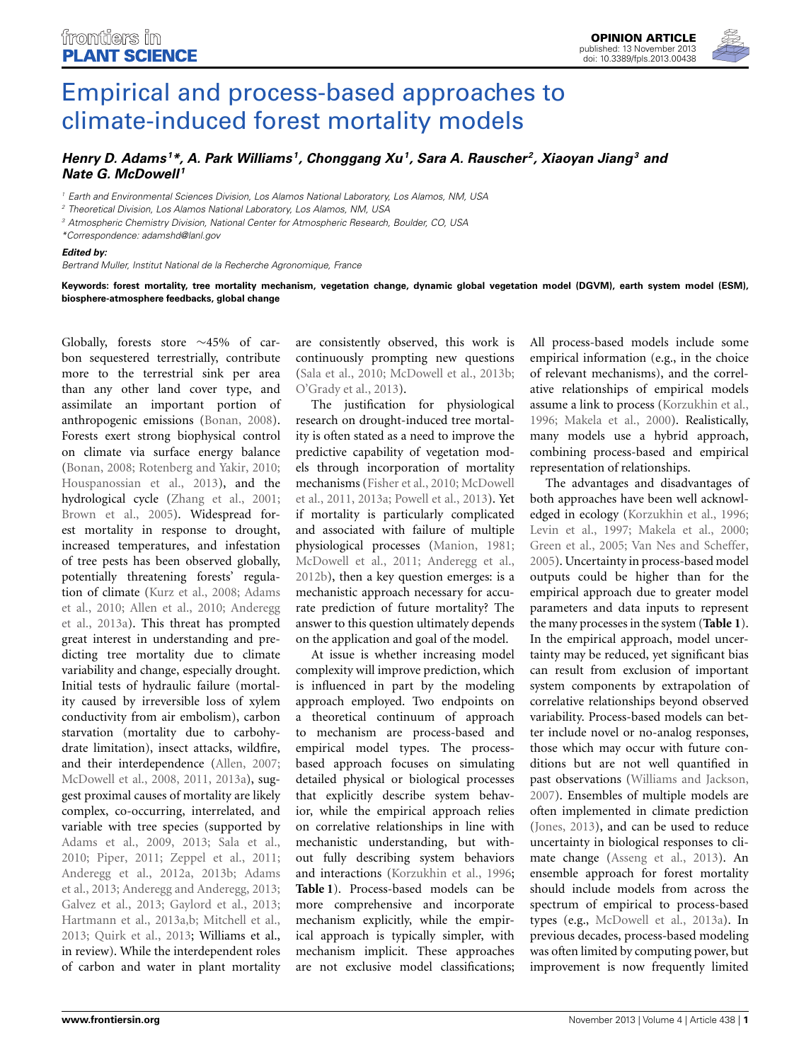OPINION ARTICLE
published: 13 November 2013
doi: 10.3389/fpls.2013.00438

# Empirical and process-based approaches to climate-induced forest mortality models

***Henry D. Adams[1]\*, A. Park Williams[1], Chonggang Xu[1], Sara A. Rauscher[2], Xiaoyan Jiang[3] and Nate G. McDowell[1]***

[1] Earth and Environmental Sciences Division, Los Alamos National Laboratory, Los Alamos, NM, USA
[2] Theoretical Division, Los Alamos National Laboratory, Los Alamos, NM, USA
[3] Atmospheric Chemistry Division, National Center for Atmospheric Research, Boulder, CO, USA
*Correspondence: adamshd@lanl.gov

***Edited by:***
*Bertrand Muller, Institut National de la Recherche Agronomique, France*

**Keywords: forest mortality, tree mortality mechanism, vegetation change, dynamic global vegetation model (DGVM), earth system model (ESM), biosphere-atmosphere feedbacks, global change**

Globally, forests store ∼45% of carbon sequestered terrestrially, contribute more to the terrestrial sink per area than any other land cover type, and assimilate an important portion of anthropogenic emissions (Bonan, 2008). Forests exert strong biophysical control on climate via surface energy balance (Bonan, 2008; Rotenberg and Yakir, 2010; Houspanossian et al., 2013), and the hydrological cycle (Zhang et al., 2001; Brown et al., 2005). Widespread forest mortality in response to drought, increased temperatures, and infestation of tree pests has been observed globally, potentially threatening forests' regulation of climate (Kurz et al., 2008; Adams et al., 2010; Allen et al., 2010; Anderegg et al., 2013a). This threat has prompted great interest in understanding and predicting tree mortality due to climate variability and change, especially drought. Initial tests of hydraulic failure (mortality caused by irreversible loss of xylem conductivity from air embolism), carbon starvation (mortality due to carbohydrate limitation), insect attacks, wildfire, and their interdependence (Allen, 2007; McDowell et al., 2008, 2011, 2013a), suggest proximal causes of mortality are likely complex, co-occurring, interrelated, and variable with tree species (supported by Adams et al., 2009, 2013; Sala et al., 2010; Piper, 2011; Zeppel et al., 2011; Anderegg et al., 2012a, 2013b; Adams et al., 2013; Anderegg and Anderegg, 2013; Galvez et al., 2013; Gaylord et al., 2013; Hartmann et al., 2013a,b; Mitchell et al., 2013; Quirk et al., 2013; Williams et al., in review). While the interdependent roles of carbon and water in plant mortality are consistently observed, this work is continuously prompting new questions (Sala et al., 2010; McDowell et al., 2013b; O'Grady et al., 2013).

The justification for physiological research on drought-induced tree mortality is often stated as a need to improve the predictive capability of vegetation models through incorporation of mortality mechanisms (Fisher et al., 2010; McDowell et al., 2011, 2013a; Powell et al., 2013). Yet if mortality is particularly complicated and associated with failure of multiple physiological processes (Manion, 1981; McDowell et al., 2011; Anderegg et al., 2012b), then a key question emerges: is a mechanistic approach necessary for accurate prediction of future mortality? The answer to this question ultimately depends on the application and goal of the model.

At issue is whether increasing model complexity will improve prediction, which is influenced in part by the modeling approach employed. Two endpoints on a theoretical continuum of approach to mechanism are process-based and empirical model types. The process-based approach focuses on simulating detailed physical or biological processes that explicitly describe system behavior, while the empirical approach relies on correlative relationships in line with mechanistic understanding, but without fully describing system behaviors and interactions (Korzukhin et al., 1996; **Table 1**). Process-based models can be more comprehensive and incorporate mechanism explicitly, while the empirical approach is typically simpler, with mechanism implicit. These approaches are not exclusive model classifications; All process-based models include some empirical information (e.g., in the choice of relevant mechanisms), and the correlative relationships of empirical models assume a link to process (Korzukhin et al., 1996; Makela et al., 2000). Realistically, many models use a hybrid approach, combining process-based and empirical representation of relationships.

The advantages and disadvantages of both approaches have been well acknowledged in ecology (Korzukhin et al., 1996; Levin et al., 1997; Makela et al., 2000; Green et al., 2005; Van Nes and Scheffer, 2005). Uncertainty in process-based model outputs could be higher than for the empirical approach due to greater model parameters and data inputs to represent the many processes in the system (**Table 1**). In the empirical approach, model uncertainty may be reduced, yet significant bias can result from exclusion of important system components by extrapolation of correlative relationships beyond observed variability. Process-based models can better include novel or no-analog responses, those which may occur with future conditions but are not well quantified in past observations (Williams and Jackson, 2007). Ensembles of multiple models are often implemented in climate prediction (Jones, 2013), and can be used to reduce uncertainty in biological responses to climate change (Asseng et al., 2013). An ensemble approach for forest mortality should include models from across the spectrum of empirical to process-based types (e.g., McDowell et al., 2013a). In previous decades, process-based modeling was often limited by computing power, but improvement is now frequently limited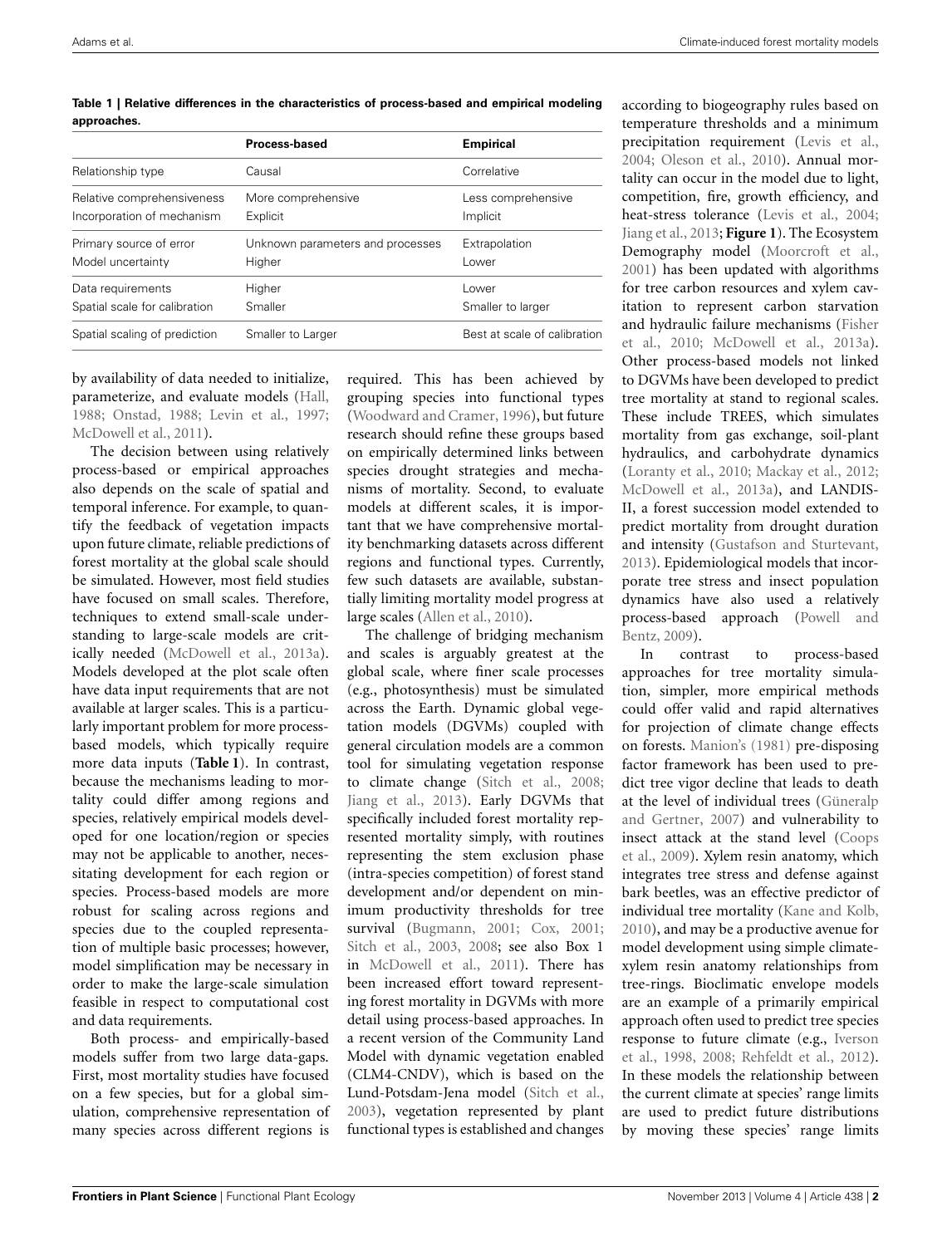**Table 1 | Relative differences in the characteristics of process-based and empirical modeling approaches.**

| | Process-based | Empirical |
|---|---|---|
| Relationship type | Causal | Correlative |
| Relative comprehensiveness | More comprehensive | Less comprehensive |
| Incorporation of mechanism | Explicit | Implicit |
| Primary source of error | Unknown parameters and processes | Extrapolation |
| Model uncertainty | Higher | Lower |
| Data requirements | Higher | Lower |
| Spatial scale for calibration | Smaller | Smaller to larger |
| Spatial scaling of prediction | Smaller to Larger | Best at scale of calibration |

by availability of data needed to initialize, parameterize, and evaluate models (Hall, 1988; Onstad, 1988; Levin et al., 1997; McDowell et al., 2011).

The decision between using relatively process-based or empirical approaches also depends on the scale of spatial and temporal inference. For example, to quantify the feedback of vegetation impacts upon future climate, reliable predictions of forest mortality at the global scale should be simulated. However, most field studies have focused on small scales. Therefore, techniques to extend small-scale understanding to large-scale models are critically needed (McDowell et al., 2013a). Models developed at the plot scale often have data input requirements that are not available at larger scales. This is a particularly important problem for more process-based models, which typically require more data inputs (**Table 1**). In contrast, because the mechanisms leading to mortality could differ among regions and species, relatively empirical models developed for one location/region or species may not be applicable to another, necessitating development for each region or species. Process-based models are more robust for scaling across regions and species due to the coupled representation of multiple basic processes; however, model simplification may be necessary in order to make the large-scale simulation feasible in respect to computational cost and data requirements.

Both process- and empirically-based models suffer from two large data-gaps. First, most mortality studies have focused on a few species, but for a global simulation, comprehensive representation of many species across different regions is required. This has been achieved by grouping species into functional types (Woodward and Cramer, 1996), but future research should refine these groups based on empirically determined links between species drought strategies and mechanisms of mortality. Second, to evaluate models at different scales, it is important that we have comprehensive mortality benchmarking datasets across different regions and functional types. Currently, few such datasets are available, substantially limiting mortality model progress at large scales (Allen et al., 2010).

The challenge of bridging mechanism and scales is arguably greatest at the global scale, where finer scale processes (e.g., photosynthesis) must be simulated across the Earth. Dynamic global vegetation models (DGVMs) coupled with general circulation models are a common tool for simulating vegetation response to climate change (Sitch et al., 2008; Jiang et al., 2013). Early DGVMs that specifically included forest mortality represented mortality simply, with routines representing the stem exclusion phase (intra-species competition) of forest stand development and/or dependent on minimum productivity thresholds for tree survival (Bugmann, 2001; Cox, 2001; Sitch et al., 2003, 2008; see also Box 1 in McDowell et al., 2011). There has been increased effort toward representing forest mortality in DGVMs with more detail using process-based approaches. In a recent version of the Community Land Model with dynamic vegetation enabled (CLM4-CNDV), which is based on the Lund-Potsdam-Jena model (Sitch et al., 2003), vegetation represented by plant functional types is established and changes according to biogeography rules based on temperature thresholds and a minimum precipitation requirement (Levis et al., 2004; Oleson et al., 2010). Annual mortality can occur in the model due to light, competition, fire, growth efficiency, and heat-stress tolerance (Levis et al., 2004; Jiang et al., 2013; **Figure 1**). The Ecosystem Demography model (Moorcroft et al., 2001) has been updated with algorithms for tree carbon resources and xylem cavitation to represent carbon starvation and hydraulic failure mechanisms (Fisher et al., 2010; McDowell et al., 2013a). Other process-based models not linked to DGVMs have been developed to predict tree mortality at stand to regional scales. These include TREES, which simulates mortality from gas exchange, soil-plant hydraulics, and carbohydrate dynamics (Loranty et al., 2010; Mackay et al., 2012; McDowell et al., 2013a), and LANDIS-II, a forest succession model extended to predict mortality from drought duration and intensity (Gustafson and Sturtevant, 2013). Epidemiological models that incorporate tree stress and insect population dynamics have also used a relatively process-based approach (Powell and Bentz, 2009).

In contrast to process-based approaches for tree mortality simulation, simpler, more empirical methods could offer valid and rapid alternatives for projection of climate change effects on forests. Manion's (1981) pre-disposing factor framework has been used to predict tree vigor decline that leads to death at the level of individual trees (Güneralp and Gertner, 2007) and vulnerability to insect attack at the stand level (Coops et al., 2009). Xylem resin anatomy, which integrates tree stress and defense against bark beetles, was an effective predictor of individual tree mortality (Kane and Kolb, 2010), and may be a productive avenue for model development using simple climate-xylem resin anatomy relationships from tree-rings. Bioclimatic envelope models are an example of a primarily empirical approach often used to predict tree species response to future climate (e.g., Iverson et al., 1998, 2008; Rehfeldt et al., 2012). In these models the relationship between the current climate at species' range limits are used to predict future distributions by moving these species' range limits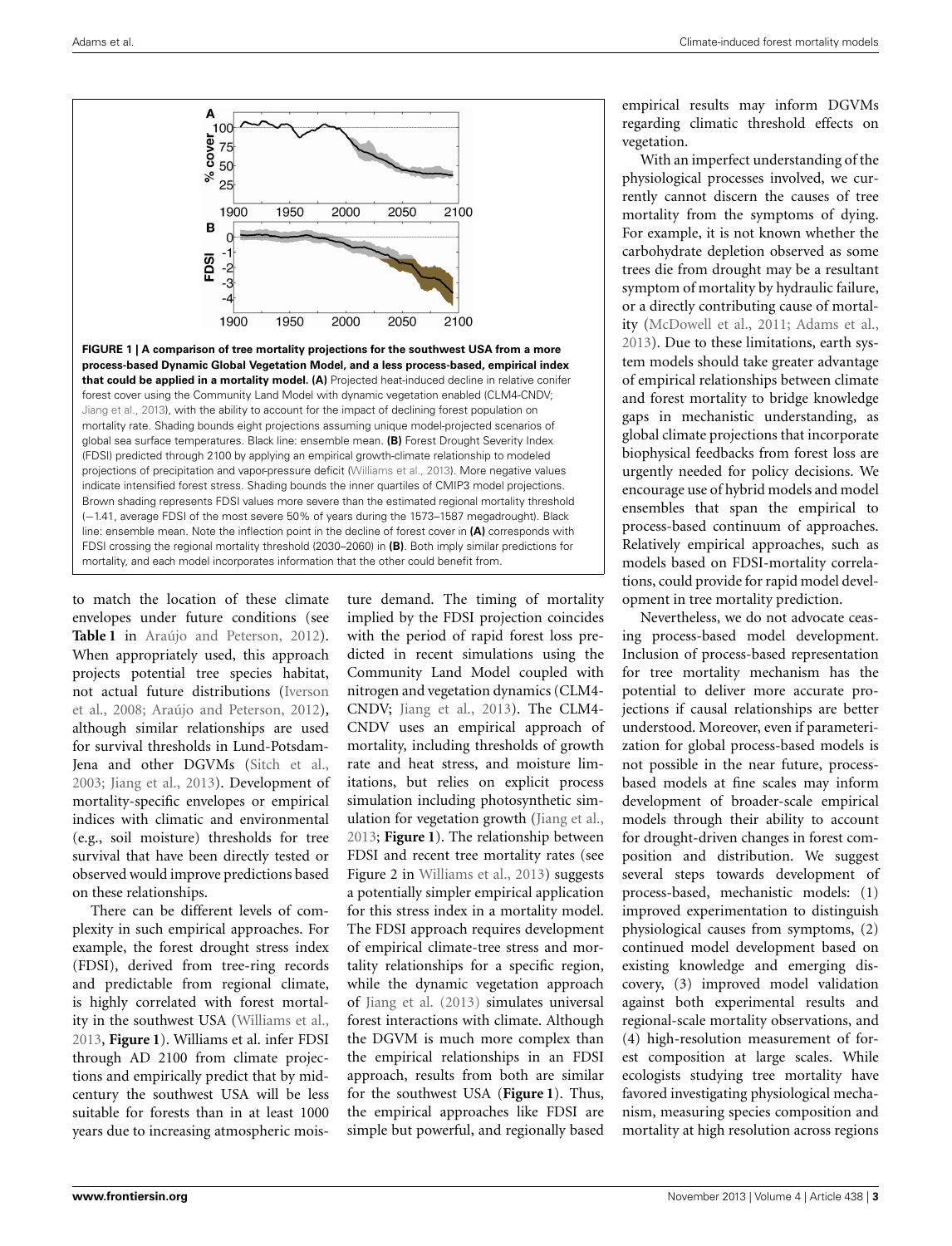**FIGURE 1 | A comparison of tree mortality projections for the southwest USA from a more process-based Dynamic Global Vegetation Model, and a less process-based, empirical index that could be applied in a mortality model. (A)** Projected heat-induced decline in relative conifer forest cover using the Community Land Model with dynamic vegetation enabled (CLM4-CNDV; Jiang et al., 2013), with the ability to account for the impact of declining forest population on mortality rate. Shading bounds eight projections assuming unique model-projected scenarios of global sea surface temperatures. Black line: ensemble mean. **(B)** Forest Drought Severity Index (FDSI) predicted through 2100 by applying an empirical growth-climate relationship to modeled projections of precipitation and vapor-pressure deficit (Williams et al., 2013). More negative values indicate intensified forest stress. Shading bounds the inner quartiles of CMIP3 model projections. Brown shading represents FDSI values more severe than the estimated regional mortality threshold (−1.41, average FDSI of the most severe 50% of years during the 1573–1587 megadrought). Black line: ensemble mean. Note the inflection point in the decline of forest cover in **(A)** corresponds with FDSI crossing the regional mortality threshold (2030–2060) in **(B)**. Both imply similar predictions for mortality, and each model incorporates information that the other could benefit from.

to match the location of these climate envelopes under future conditions (see **Table 1** in Araújo and Peterson, 2012). When appropriately used, this approach projects potential tree species habitat, not actual future distributions (Iverson et al., 2008; Araújo and Peterson, 2012), although similar relationships are used for survival thresholds in Lund-Potsdam-Jena and other DGVMs (Sitch et al., 2003; Jiang et al., 2013). Development of mortality-specific envelopes or empirical indices with climatic and environmental (e.g., soil moisture) thresholds for tree survival that have been directly tested or observed would improve predictions based on these relationships.

There can be different levels of complexity in such empirical approaches. For example, the forest drought stress index (FDSI), derived from tree-ring records and predictable from regional climate, is highly correlated with forest mortality in the southwest USA (Williams et al., 2013, **Figure 1**). Williams et al. infer FDSI through AD 2100 from climate projections and empirically predict that by mid-century the southwest USA will be less suitable for forests than in at least 1000 years due to increasing atmospheric moisture demand. The timing of mortality implied by the FDSI projection coincides with the period of rapid forest loss predicted in recent simulations using the Community Land Model coupled with nitrogen and vegetation dynamics (CLM4-CNDV; Jiang et al., 2013). The CLM4-CNDV uses an empirical approach of mortality, including thresholds of growth rate and heat stress, and moisture limitations, but relies on explicit process simulation including photosynthetic simulation for vegetation growth (Jiang et al., 2013; **Figure 1**). The relationship between FDSI and recent tree mortality rates (see Figure 2 in Williams et al., 2013) suggests a potentially simpler empirical application for this stress index in a mortality model. The FDSI approach requires development of empirical climate-tree stress and mortality relationships for a specific region, while the dynamic vegetation approach of Jiang et al. (2013) simulates universal forest interactions with climate. Although the DGVM is much more complex than the empirical relationships in an FDSI approach, results from both are similar for the southwest USA (**Figure 1**). Thus, the empirical approaches like FDSI are simple but powerful, and regionally based empirical results may inform DGVMs regarding climatic threshold effects on vegetation.

With an imperfect understanding of the physiological processes involved, we currently cannot discern the causes of tree mortality from the symptoms of dying. For example, it is not known whether the carbohydrate depletion observed as some trees die from drought may be a resultant symptom of mortality by hydraulic failure, or a directly contributing cause of mortality (McDowell et al., 2011; Adams et al., 2013). Due to these limitations, earth system models should take greater advantage of empirical relationships between climate and forest mortality to bridge knowledge gaps in mechanistic understanding, as global climate projections that incorporate biophysical feedbacks from forest loss are urgently needed for policy decisions. We encourage use of hybrid models and model ensembles that span the empirical to process-based continuum of approaches. Relatively empirical approaches, such as models based on FDSI-mortality correlations, could provide for rapid model development in tree mortality prediction.

Nevertheless, we do not advocate ceasing process-based model development. Inclusion of process-based representation for tree mortality mechanism has the potential to deliver more accurate projections if causal relationships are better understood. Moreover, even if parameterization for global process-based models is not possible in the near future, process-based models at fine scales may inform development of broader-scale empirical models through their ability to account for drought-driven changes in forest composition and distribution. We suggest several steps towards development of process-based, mechanistic models: (1) improved experimentation to distinguish physiological causes from symptoms, (2) continued model development based on existing knowledge and emerging discovery, (3) improved model validation against both experimental results and regional-scale mortality observations, and (4) high-resolution measurement of forest composition at large scales. While ecologists studying tree mortality have favored investigating physiological mechanism, measuring species composition and mortality at high resolution across regions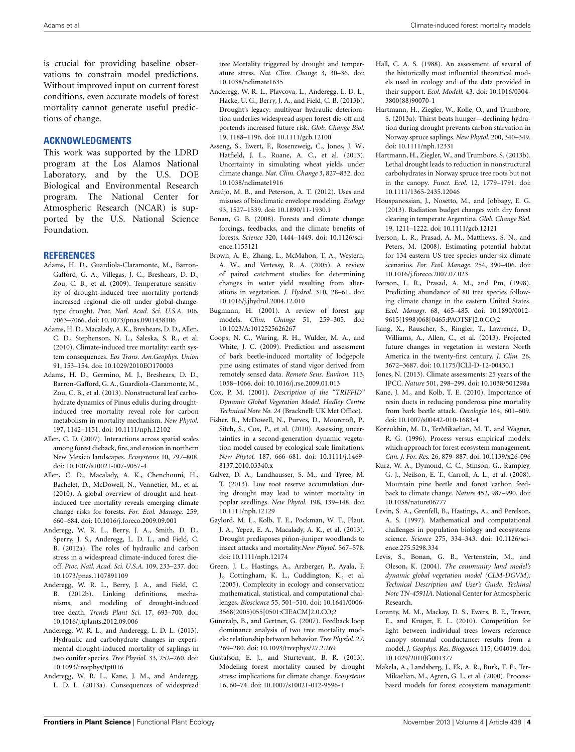is crucial for providing baseline observations to constrain model predictions. Without improved input on current forest conditions, even accurate models of forest mortality cannot generate useful predictions of change.

## ACKNOWLEDGMENTS

This work was supported by the LDRD program at the Los Alamos National Laboratory, and by the U.S. DOE Biological and Environmental Research program. The National Center for Atmospheric Research (NCAR) is supported by the U.S. National Science Foundation.

## REFERENCES

Adams, H. D., Guardiola-Claramonte, M., Barron-Gafford, G. A., Villegas, J. C., Breshears, D. D., Zou, C. B., et al. (2009). Temperature sensitivity of drought-induced tree mortality portends increased regional die-off under global-change-type drought. *Proc. Natl. Acad. Sci. U.S.A.* 106, 7063–7066. doi: 10.1073/pnas.0901438106

Adams, H. D., Macalady, A. K., Breshears, D. D., Allen, C. D., Stephenson, N. L., Saleska, S. R., et al. (2010). Climate-induced tree mortality: earth system consequences. *Eos Trans. Am.Geophys. Union* 91, 153–154. doi: 10.1029/2010EO170003

Adams, H. D., Germino, M. J., Breshears, D. D., Barron-Gafford, G. A., Guardiola-Claramonte, M., Zou, C. B., et al. (2013). Nonstructural leaf carbohydrate dynamics of Pinus edulis during drought-induced tree mortality reveal role for carbon metabolism in mortality mechanism. *New Phytol.* 197, 1142–1151. doi: 10.1111/nph.12102

Allen, C. D. (2007). Interactions across spatial scales among forest dieback, fire, and erosion in northern New Mexico landscapes. *Ecosystems* 10, 797–808. doi: 10.1007/s10021-007-9057-4

Allen, C. D., Macalady, A. K., Chenchouni, H., Bachelet, D., McDowell, N., Vennetier, M., et al. (2010). A global overview of drought and heat-induced tree mortality reveals emerging climate change risks for forests. *For. Ecol. Manage.* 259, 660–684. doi: 10.1016/j.foreco.2009.09.001

Anderegg, W. R. L., Berry, J. A., Smith, D. D., Sperry, J. S., Anderegg, L. D. L., and Field, C. B. (2012a). The roles of hydraulic and carbon stress in a widespread climate-induced forest die-off. *Proc. Natl. Acad. Sci. U.S.A.* 109, 233–237. doi: 10.1073/pnas.1107891109

Anderegg, W. R. L., Berry, J. A., and Field, C. B. (2012b). Linking definitions, mechanisms, and modeling of drought-induced tree death. *Trends Plant Sci.* 17, 693–700. doi: 10.1016/j.tplants.2012.09.006

Anderegg, W. R. L., and Anderegg, L. D. L. (2013). Hydraulic and carbohydrate changes in experimental drought-induced mortality of saplings in two conifer species. *Tree Physiol.* 33, 252–260. doi: 10.1093/treephys/tpt016

Anderegg, W. R. L., Kane, J. M., and Anderegg, L. D. L. (2013a). Consequences of widespread tree Mortality triggered by drought and temperature stress. *Nat. Clim. Change* 3, 30–36. doi: 10.1038/nclimate1635

Anderegg, W. R. L., Plavcova, L., Anderegg, L. D. L., Hacke, U. G., Berry, J. A., and Field, C. B. (2013b). Drought's legacy: multiyear hydraulic deterioration underlies widespread aspen forest die-off and portends increased future risk. *Glob. Change Biol.* 19, 1188–1196. doi: 10.1111/gcb.12100

Asseng, S., Ewert, F., Rosenzweig, C., Jones, J. W., Hatfield, J. L., Ruane, A. C., et al. (2013). Uncertainty in simulating wheat yields under climate change. *Nat. Clim. Change* 3, 827–832. doi: 10.1038/nclimate1916

Araújo, M. B., and Peterson, A. T. (2012). Uses and misuses of bioclimatic envelope modeling. *Ecology* 93, 1527–1539. doi: 10.1890/11-1930.1

Bonan, G. B. (2008). Forests and climate change: forcings, feedbacks, and the climate benefits of forests. *Science* 320, 1444–1449. doi: 10.1126/science.1155121

Brown, A. E., Zhang, L., McMahon, T. A., Western, A. W., and Vertessy, R. A. (2005). A review of paired catchment studies for determining changes in water yield resulting from alterations in vegetation. *J. Hydrol.* 310, 28–61. doi: 10.1016/j.jhydrol.2004.12.010

Bugmann, H. (2001). A review of forest gap models. *Clim. Change* 51, 259–305. doi: 10.1023/A:1012525626267

Coops, N. C., Waring, R. H., Wulder, M. A., and White, J. C. (2009). Prediction and assessment of bark beetle-induced mortality of lodgepole pine using estimates of stand vigor derived from remotely sensed data. *Remote Sens. Environ.* 113, 1058–1066. doi: 10.1016/j.rse.2009.01.013

Cox, P. M. (2001). *Description of the "TRIFFID" Dynamic Global Vegetation Model. Hadley Centre Technical Note No. 24* (Bracknell: UK Met Office).

Fisher, R., McDowell, N., Purves, D., Moorcroft, P., Sitch, S., Cox, P., et al. (2010). Assessing uncertainties in a second-generation dynamic vegetation model caused by ecological scale limitations. *New Phytol.* 187, 666–681. doi: 10.1111/j.1469-8137.2010.03340.x

Galvez, D. A., Landhausser, S. M., and Tyree, M. T. (2013). Low root reserve accumulation during drought may lead to winter mortality in poplar seedlings. *New Phytol.* 198, 139–148. doi: 10.1111/nph.12129

Gaylord, M. L., Kolb, T. E., Pockman, W. T., Plaut, J. A., Yepez, E. A., Macalady, A. K., et al. (2013). Drought predisposes piñon-juniper woodlands to insect attacks and mortality.*New Phytol.* 567–578. doi: 10.1111/nph.12174

Green, J. L., Hastings, A., Arzberger, P., Ayala, F. J., Cottingham, K. L., Cuddington, K., et al. (2005). Complexity in ecology and conservation: mathematical, statistical, and computational challenges. *Bioscience* 55, 501–510. doi: 10.1641/0006-3568(2005)055[0501:CIEACM]2.0.CO;2

Güneralp, B., and Gertner, G. (2007). Feedback loop dominance analysis of two tree mortality models: relationship between behavior. *Tree Physiol.* 27, 269–280. doi: 10.1093/treephys/27.2.269

Gustafson, E. J., and Sturtevant, B. R. (2013). Modeling forest mortality caused by drought stress: implications for climate change. *Ecosystems* 16, 60–74. doi: 10.1007/s10021-012-9596-1

Hall, C. A. S. (1988). An assessment of several of the historically most influential theoretical models used in ecology and of the data provided in their support. *Ecol. Modell.* 43. doi: 10.1016/0304-3800(88)90070-1

Hartmann, H., Ziegler, W., Kolle, O., and Trumbore, S. (2013a). Thirst beats hunger—declining hydration during drought prevents carbon starvation in Norway spruce saplings. *New Phytol.* 200, 340–349. doi: 10.1111/nph.12331

Hartmann, H., Ziegler, W., and Trumbore, S. (2013b). Lethal drought leads to reduction in nonstructural carbohydrates in Norway spruce tree roots but not in the canopy. *Funct. Ecol.* 12, 1779–1791. doi: 10.1111/1365-2435.12046

Houspanossian, J., Nosetto, M., and Jobbagy, E. G. (2013). Radiation budget changes with dry forest clearing in temperate Argentina. *Glob. Change Biol.* 19, 1211–1222. doi: 10.1111/gcb.12121

Iverson, L. R., Prasad, A. M., Matthews, S. N., and Peters, M. (2008). Estimating potential habitat for 134 eastern US tree species under six climate scenarios. *For. Ecol. Manage.* 254, 390–406. doi: 10.1016/j.foreco.2007.07.023

Iverson, L. R., Prasad, A. M., and Pm, (1998). Predicting abundance of 80 tree species following climate change in the eastern United States. *Ecol. Monogr.* 68, 465–485. doi: 10.1890/0012-9615(1998)068[0465:PAOTSF]2.0.CO;2

Jiang, X., Rauscher, S., Ringler, T., Lawrence, D., Williams, A., Allen, C., et al. (2013). Projected future changes in vegetation in western North America in the twenty-first century. *J. Clim.* 26, 3672–3687. doi: 10.1175/JCLI-D-12-00430.1

Jones, N. (2013). Climate assessments: 25 years of the IPCC. *Nature* 501, 298–299. doi: 10.1038/501298a

Kane, J. M., and Kolb, T. E. (2010). Importance of resin ducts in reducing ponderosa pine mortality from bark beetle attack. *Oecologia* 164, 601–609. doi: 10.1007/s00442-010-1683-4

Korzukhin, M. D., TerMikaelian, M. T., and Wagner, R. G. (1996). Process versus empirical models: which approach for forest ecosystem management. *Can. J. For. Res.* 26, 879–887. doi: 10.1139/x26-096

Kurz, W. A., Dymond, C. C., Stinson, G., Rampley, G. J., Neilson, E. T., Carroll, A. L., et al. (2008). Mountain pine beetle and forest carbon feedback to climate change. *Nature* 452, 987–990. doi: 10.1038/nature06777

Levin, S. A., Grenfell, B., Hastings, A., and Perelson, A. S. (1997). Mathematical and computational challenges in population biology and ecosystems science. *Science* 275, 334–343. doi: 10.1126/science.275.5298.334

Levis, S., Bonan, G. B., Vertenstein, M., and Oleson, K. (2004). *The community land model's dynamic global vegetation model (CLM-DGVM): Technical Description and User's Guide. Techinal Note TN-4591IA*. National Center for Atmospheric Research.

Loranty, M. M., Mackay, D. S., Ewers, B. E., Traver, E., and Kruger, E. L. (2010). Competition for light between individual trees lowers reference canopy stomatal conductance: results from a model. *J. Geophys. Res. Biogeosci.* 115, G04019. doi: 10.1029/2010JG001377

Makela, A., Landsberg, J., Ek, A. R., Burk, T. E., Ter-Mikaelian, M., Agren, G. I., et al. (2000). Process-based models for forest ecosystem management: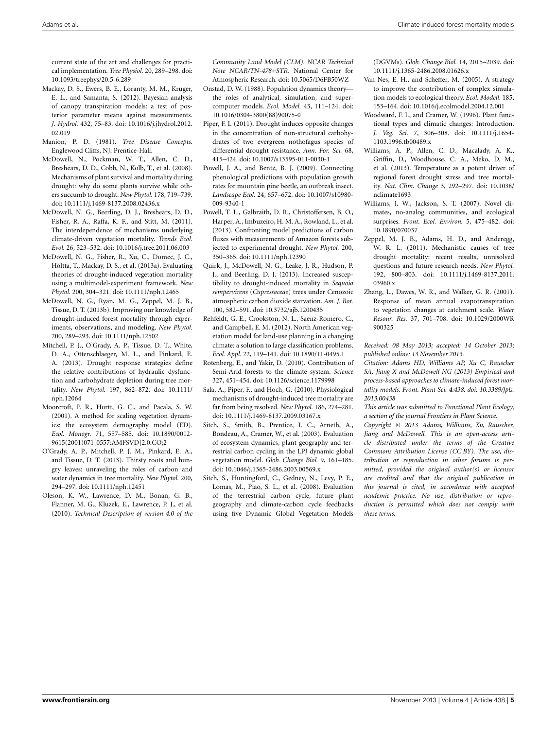current state of the art and challenges for practical implementation. *Tree Physiol.* 20, 289–298. doi: 10.1093/treephys/20.5-6.289

Mackay, D. S., Ewers, B. E., Loranty, M. M., Kruger, E. L., and Samanta, S. (2012). Bayesian analysis of canopy transpiration models: a test of posterior parameter means against measurements. *J. Hydrol.* 432, 75–83. doi: 10.1016/j.jhydrol.2012.02.019

Manion, P. D. (1981). *Tree Disease Concepts*. Englewood Cliffs, NJ: Prentice-Hall.

McDowell, N., Pockman, W. T., Allen, C. D., Breshears, D. D., Cobb, N., Kolb, T., et al. (2008). Mechanisms of plant survival and mortality during drought: why do some plants survive while others succumb to drought. *New Phytol.* 178, 719–739. doi: 10.1111/j.1469-8137.2008.02436.x

McDowell, N. G., Beerling, D. J., Breshears, D. D., Fisher, R. A., Raffa, K. F., and Stitt, M. (2011). The interdependence of mechanisms underlying climate-driven vegetation mortality. *Trends Ecol. Evol.* 26, 523–532. doi: 10.1016/j.tree.2011.06.003

McDowell, N. G., Fisher, R., Xu, C., Domec, J. C., Höltta, T., Mackay, D. S., et al. (2013a). Evaluating theories of drought-induced vegetation mortality using a multimodel-experiment framework. *New Phytol.* 200, 304–321. doi: 10.1111/nph.12465

McDowell, N. G., Ryan, M. G., Zeppel, M. J. B., Tissue, D. T. (2013b). Improving our knowledge of drought-induced forest mortality through experiments, observations, and modeling. *New Phytol.* 200, 289–293. doi: 10.1111/nph.12502

Mitchell, P. J., O'Grady, A. P., Tissue, D. T., White, D. A., Ottenschlaeger, M. L., and Pinkard, E. A. (2013). Drought response strategies define the relative contributions of hydraulic dysfunction and carbohydrate depletion during tree mortality. *New Phytol.* 197, 862–872. doi: 10.1111/nph.12064

Moorcroft, P. R., Hurtt, G. C., and Pacala, S. W. (2001). A method for scaling vegetation dynamics: the ecosystem demography model (ED). *Ecol. Monogr.* 71, 557–585. doi: 10.1890/0012-9615(2001)071[0557:AMFSVD]2.0.CO;2

O'Grady, A. P., Mitchell, P. J. M., Pinkard, E. A., and Tissue, D. T. (2013). Thirsty roots and hungry leaves: unraveling the roles of carbon and water dynamics in tree mortality. *New Phytol.* 200, 294–297. doi: 10.1111/nph.12451

Oleson, K. W., Lawrence, D. M., Bonan, G. B., Flanner, M. G., Kluzek, E., Lawrence, P. J., et al. (2010). *Technical Description of version 4.0 of the Community Land Model (CLM). NCAR Technical Note NCAR/TN-478+STR*. National Center for Atmospheric Research. doi: 10.5065/D6FB50WZ

Onstad, D. W. (1988). Population dynamics theory—the roles of analytical, simulation, and supercomputer models. *Ecol. Model.* 43, 111–124. doi: 10.1016/0304-3800(88)90075-0

Piper, F. I. (2011). Drought induces opposite changes in the concentration of non-structural carbohydrates of two evergreen nothofagus species of differential drought resistance. *Ann. For. Sci.* 68, 415–424. doi: 10.1007/s13595-011-0030-1

Powell, J. A., and Bentz, B. J. (2009). Connecting phenological predictions with population growth rates for mountain pine beetle, an outbreak insect. *Landscape Ecol.* 24, 657–672. doi: 10.1007/s10980-009-9340-1

Powell, T. L., Galbraith, D. R., Christoffersen, B. O., Harper, A., Imbuzeiro, H. M. A., Rowland, L., et al. (2013). Confronting model predictions of carbon fluxes with measurements of Amazon forests subjected to experimental drought. *New Phytol.* 200, 350–365. doi: 10.1111/nph.12390

Quirk, J., McDowell, N. G., Leake, J. R., Hudson, P. J., and Beerling, D. J. (2013). Increased susceptibility to drought-induced mortality in *Sequoia sempervirens* (*Cupressaceae*) trees under Cenozoic atmospheric carbon dioxide starvation. *Am. J. Bot.* 100, 582–591. doi: 10.3732/ajb.1200435

Rehfeldt, G. E., Crookston, N. L., Saenz-Romero, C., and Campbell, E. M. (2012). North American vegetation model for land-use planning in a changing climate: a solution to large classification problems. *Ecol. Appl.* 22, 119–141. doi: 10.1890/11-0495.1

Rotenberg, E., and Yakir, D. (2010). Contribution of Semi-Arid forests to the climate system. *Science* 327, 451–454. doi: 10.1126/science.1179998

Sala, A., Piper, F., and Hoch, G. (2010). Physiological mechanisms of drought-induced tree mortality are far from being resolved. *New Phytol.* 186, 274–281. doi: 10.1111/j.1469-8137.2009.03167.x

Sitch, S., Smith, B., Prentice, I. C., Arneth, A., Bondeau, A., Cramer, W., et al. (2003). Evaluation of ecosystem dynamics, plant geography and terrestrial carbon cycling in the LPJ dynamic global vegetation model. *Glob. Change Biol.* 9, 161–185. doi: 10.1046/j.1365-2486.2003.00569.x

Sitch, S., Huntingford, C., Gedney, N., Levy, P. E., Lomas, M., Piao, S. L., et al. (2008). Evaluation of the terrestrial carbon cycle, future plant geography and climate-carbon cycle feedbacks using five Dynamic Global Vegetation Models (DGVMs). *Glob. Change Biol.* 14, 2015–2039. doi: 10.1111/j.1365-2486.2008.01626.x

Van Nes, E. H., and Scheffer, M. (2005). A strategy to improve the contribution of complex simulation models to ecological theory. *Ecol. Modell.* 185, 153–164. doi: 10.1016/j.ecolmodel.2004.12.001

Woodward, F. I., and Cramer, W. (1996). Plant functional types and climatic changes: Introduction. *J. Veg. Sci.* 7, 306–308. doi: 10.1111/j.1654-1103.1996.tb00489.x

Williams, A. P., Allen, C. D., Macalady, A. K., Griffin, D., Woodhouse, C. A., Meko, D. M., et al. (2013). Temperature as a potent driver of regional forest drought stress and tree mortality. *Nat. Clim. Change* 3, 292–297. doi: 10.1038/nclimate1693

Williams, J. W., Jackson, S. T. (2007). Novel climates, no-analog communities, and ecological surprises. *Front. Ecol. Environ.* 5, 475–482. doi: 10.1890/070037

Zeppel, M. J. B., Adams, H. D., and Anderegg, W. R. L. (2011). Mechanistic causes of tree drought mortality: recent results, unresolved questions and future research needs. *New Phytol.* 192, 800–803. doi: 10.1111/j.1469-8137.2011.03960.x

Zhang, L., Dawes, W. R., and Walker, G. R. (2001). Response of mean annual evapotranspiration to vegetation changes at catchment scale. *Water Resour. Res.* 37, 701–708. doi: 10.1029/2000WR900325

*Received: 08 May 2013; accepted: 14 October 2013; published online: 13 November 2013.*

*Citation: Adams HD, Williams AP, Xu C, Rauscher SA, Jiang X and McDowell NG (2013) Empirical and process-based approaches to climate-induced forest mortality models. Front. Plant Sci.* ***4****:438. doi: 10.3389/fpls.2013.00438*

*This article was submitted to Functional Plant Ecology, a section of the journal Frontiers in Plant Science.*

*Copyright © 2013 Adams, Williams, Xu, Rauscher, Jiang and McDowell. This is an open-access article distributed under the terms of the Creative Commons Attribution License (CC BY). The use, distribution or reproduction in other forums is permitted, provided the original author(s) or licensor are credited and that the original publication in this journal is cited, in accordance with accepted academic practice. No use, distribution or reproduction is permitted which does not comply with these terms.*